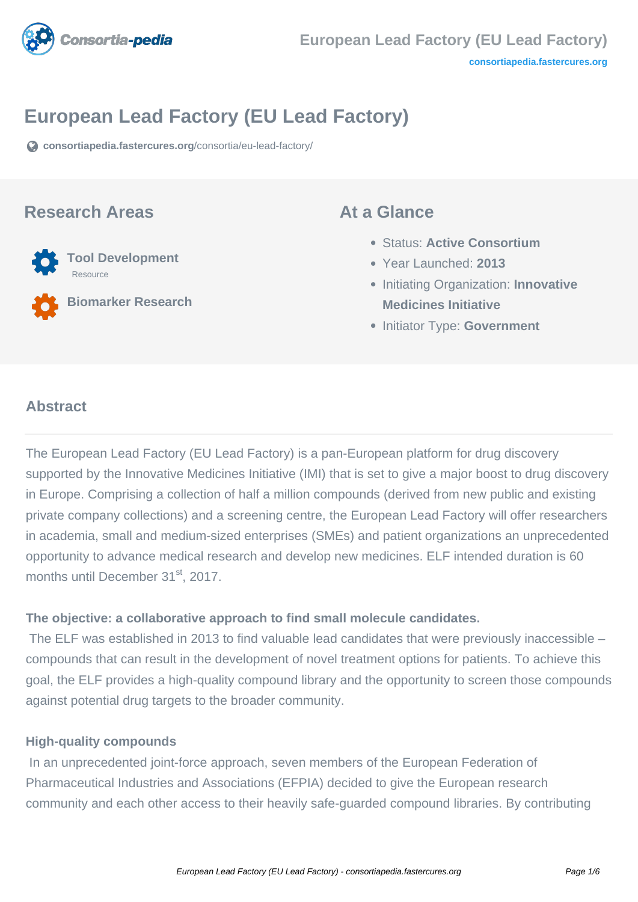# European Lead Factory (EU Lead Factory)

consortiapedia.fastercures.org/consortia/eu-lead-factory/

## Research Areas

- **Tool Development**
  Resource
- **Biomarker Research**

## At a Glance

- Status: **Active Consortium**
- Year Launched: **2013**
- Initiating Organization: **Innovative Medicines Initiative**
- Initiator Type: **Government**

## Abstract

The European Lead Factory (EU Lead Factory) is a pan-European platform for drug discovery supported by the Innovative Medicines Initiative (IMI) that is set to give a major boost to drug discovery in Europe. Comprising a collection of half a million compounds (derived from new public and existing private company collections) and a screening centre, the European Lead Factory will offer researchers in academia, small and medium-sized enterprises (SMEs) and patient organizations an unprecedented opportunity to advance medical research and develop new medicines. ELF intended duration is 60 months until December 31st, 2017.

**The objective: a collaborative approach to find small molecule candidates.**

The ELF was established in 2013 to find valuable lead candidates that were previously inaccessible – compounds that can result in the development of novel treatment options for patients. To achieve this goal, the ELF provides a high-quality compound library and the opportunity to screen those compounds against potential drug targets to the broader community.

**High-quality compounds**

In an unprecedented joint-force approach, seven members of the European Federation of Pharmaceutical Industries and Associations (EFPIA) decided to give the European research community and each other access to their heavily safe-guarded compound libraries. By contributing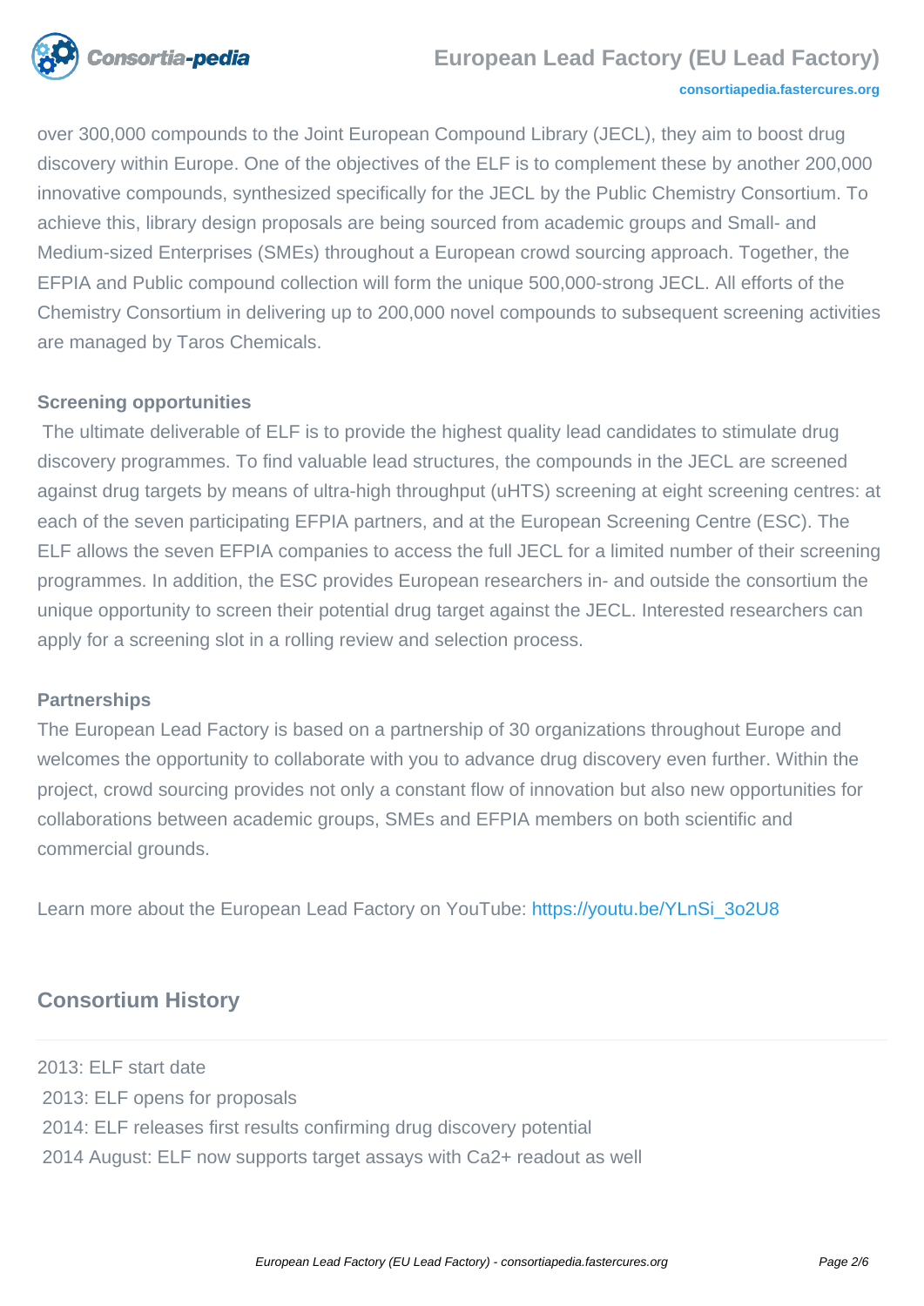over 300,000 compounds to the Joint European Compound Library (JECL), they aim to boost drug discovery within Europe. One of the objectives of the ELF is to complement these by another 200,000 innovative compounds, synthesized specifically for the JECL by the Public Chemistry Consortium. To achieve this, library design proposals are being sourced from academic groups and Small- and Medium-sized Enterprises (SMEs) throughout a European crowd sourcing approach. Together, the EFPIA and Public compound collection will form the unique 500,000-strong JECL. All efforts of the Chemistry Consortium in delivering up to 200,000 novel compounds to subsequent screening activities are managed by Taros Chemicals.

**Screening opportunities**

The ultimate deliverable of ELF is to provide the highest quality lead candidates to stimulate drug discovery programmes. To find valuable lead structures, the compounds in the JECL are screened against drug targets by means of ultra-high throughput (uHTS) screening at eight screening centres: at each of the seven participating EFPIA partners, and at the European Screening Centre (ESC). The ELF allows the seven EFPIA companies to access the full JECL for a limited number of their screening programmes. In addition, the ESC provides European researchers in- and outside the consortium the unique opportunity to screen their potential drug target against the JECL. Interested researchers can apply for a screening slot in a rolling review and selection process.

**Partnerships**

The European Lead Factory is based on a partnership of 30 organizations throughout Europe and welcomes the opportunity to collaborate with you to advance drug discovery even further. Within the project, crowd sourcing provides not only a constant flow of innovation but also new opportunities for collaborations between academic groups, SMEs and EFPIA members on both scientific and commercial grounds.

Learn more about the European Lead Factory on YouTube: https://youtu.be/YLnSi_3o2U8

## Consortium History

2013: ELF start date
2013: ELF opens for proposals
2014: ELF releases first results confirming drug discovery potential
2014 August: ELF now supports target assays with $Ca^{2+}$ readout as well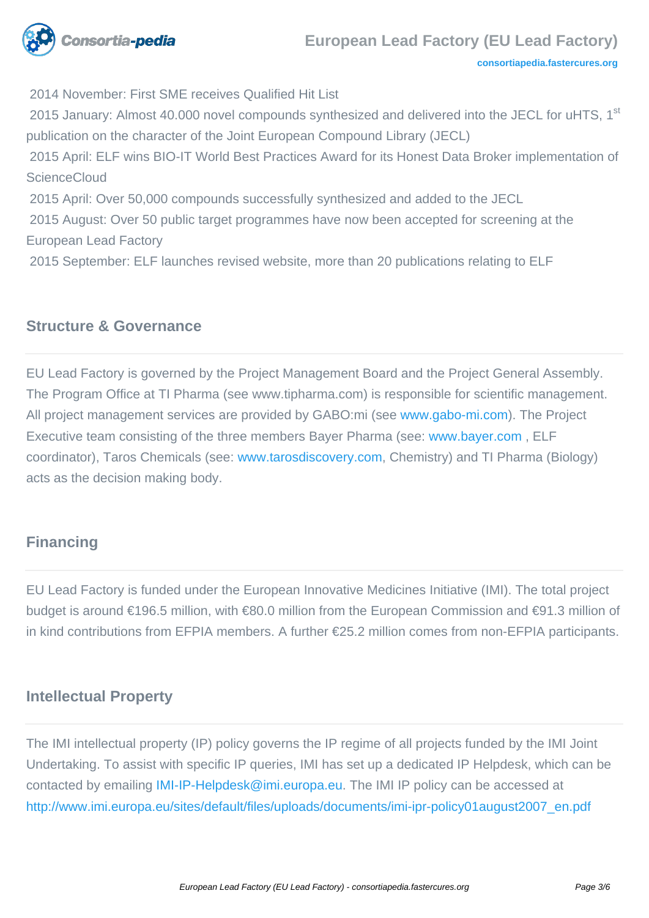2014 November: First SME receives Qualified Hit List

2015 January: Almost 40.000 novel compounds synthesized and delivered into the JECL for uHTS, 1st publication on the character of the Joint European Compound Library (JECL)

2015 April: ELF wins BIO-IT World Best Practices Award for its Honest Data Broker implementation of ScienceCloud

2015 April: Over 50,000 compounds successfully synthesized and added to the JECL

2015 August: Over 50 public target programmes have now been accepted for screening at the European Lead Factory

2015 September: ELF launches revised website, more than 20 publications relating to ELF

## Structure & Governance

EU Lead Factory is governed by the Project Management Board and the Project General Assembly. The Program Office at TI Pharma (see www.tipharma.com) is responsible for scientific management. All project management services are provided by GABO:mi (see www.gabo-mi.com). The Project Executive team consisting of the three members Bayer Pharma (see: www.bayer.com , ELF coordinator), Taros Chemicals (see: www.tarosdiscovery.com, Chemistry) and TI Pharma (Biology) acts as the decision making body.

## Financing

EU Lead Factory is funded under the European Innovative Medicines Initiative (IMI). The total project budget is around €196.5 million, with €80.0 million from the European Commission and €91.3 million of in kind contributions from EFPIA members. A further €25.2 million comes from non-EFPIA participants.

## Intellectual Property

The IMI intellectual property (IP) policy governs the IP regime of all projects funded by the IMI Joint Undertaking. To assist with specific IP queries, IMI has set up a dedicated IP Helpdesk, which can be contacted by emailing IMI-IP-Helpdesk@imi.europa.eu. The IMI IP policy can be accessed at http://www.imi.europa.eu/sites/default/files/uploads/documents/imi-ipr-policy01august2007_en.pdf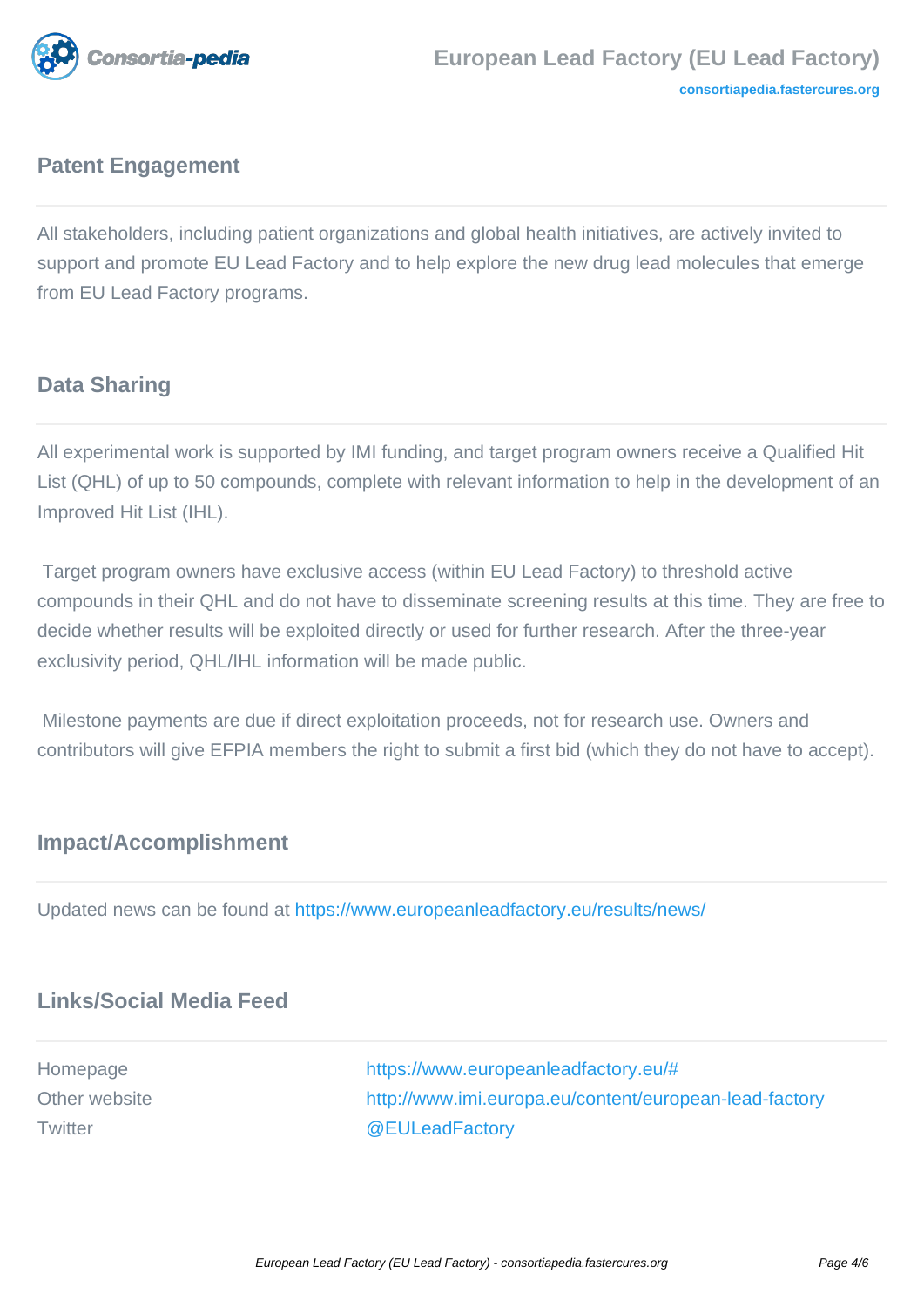## Patent Engagement

All stakeholders, including patient organizations and global health initiatives, are actively invited to support and promote EU Lead Factory and to help explore the new drug lead molecules that emerge from EU Lead Factory programs.

## Data Sharing

All experimental work is supported by IMI funding, and target program owners receive a Qualified Hit List (QHL) of up to 50 compounds, complete with relevant information to help in the development of an Improved Hit List (IHL).

Target program owners have exclusive access (within EU Lead Factory) to threshold active compounds in their QHL and do not have to disseminate screening results at this time. They are free to decide whether results will be exploited directly or used for further research. After the three-year exclusivity period, QHL/IHL information will be made public.

Milestone payments are due if direct exploitation proceeds, not for research use. Owners and contributors will give EFPIA members the right to submit a first bid (which they do not have to accept).

## Impact/Accomplishment

Updated news can be found at https://www.europeanleadfactory.eu/results/news/

## Links/Social Media Feed

| | |
|---|---|
| Homepage | https://www.europeanleadfactory.eu/# |
| Other website | http://www.imi.europa.eu/content/european-lead-factory |
| Twitter | @EULeadFactory |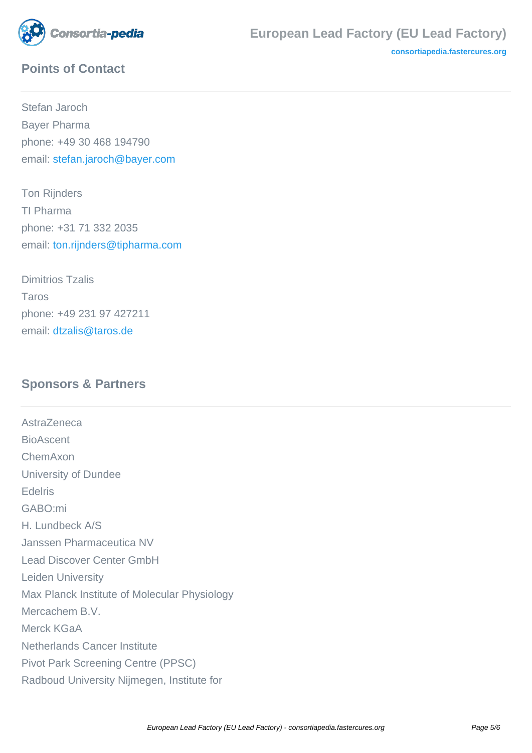## Points of Contact

Stefan Jaroch
Bayer Pharma
phone: +49 30 468 194790
email: stefan.jaroch@bayer.com

Ton Rijnders
TI Pharma
phone: +31 71 332 2035
email: ton.rijnders@tipharma.com

Dimitrios Tzalis
Taros
phone: +49 231 97 427211
email: dtzalis@taros.de

## Sponsors & Partners

AstraZeneca
BioAscent
ChemAxon
University of Dundee
Edelris
GABO:mi
H. Lundbeck A/S
Janssen Pharmaceutica NV
Lead Discover Center GmbH
Leiden University
Max Planck Institute of Molecular Physiology
Mercachem B.V.
Merck KGaA
Netherlands Cancer Institute
Pivot Park Screening Centre (PPSC)
Radboud University Nijmegen, Institute for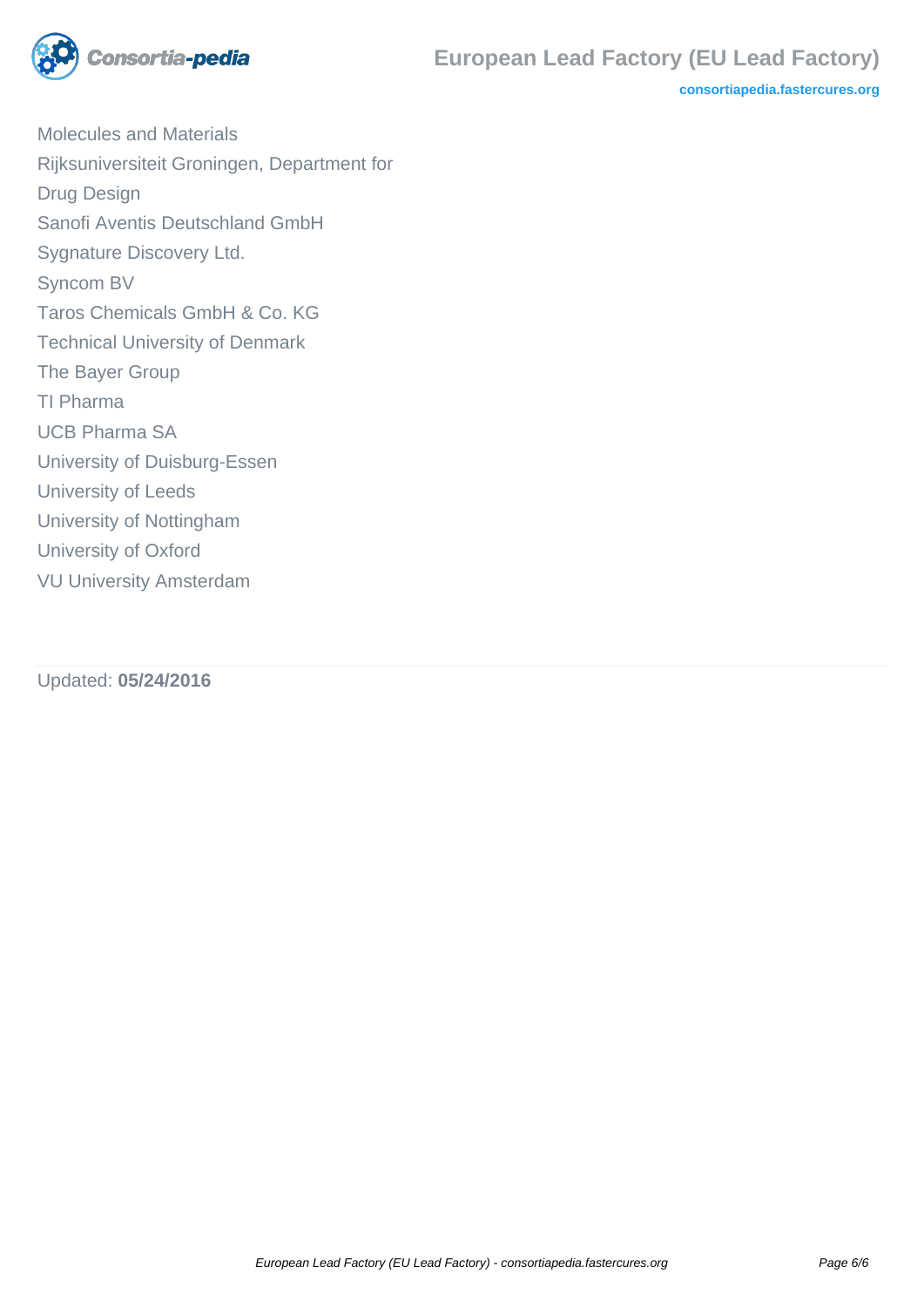Molecules and Materials
Rijksuniversiteit Groningen, Department for Drug Design
Sanofi Aventis Deutschland GmbH
Sygnature Discovery Ltd.
Syncom BV
Taros Chemicals GmbH & Co. KG
Technical University of Denmark
The Bayer Group
TI Pharma
UCB Pharma SA
University of Duisburg-Essen
University of Leeds
University of Nottingham
University of Oxford
VU University Amsterdam

Updated: **05/24/2016**